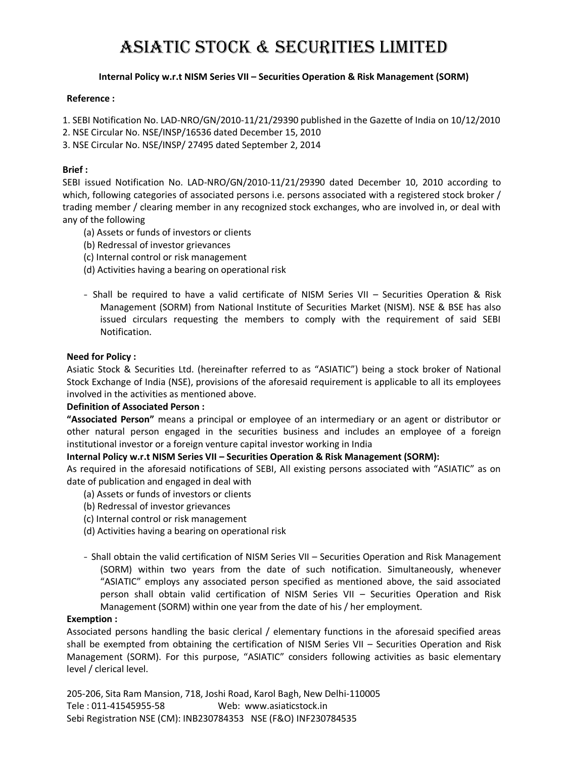# ASIATIC STOCK & SECURITIES LIMITED

**Internal Policy w.r.t NISM Series VII – Securities Operation & Risk Management (SORM)**

**Reference :**

1. SEBI Notification No. LAD-NRO/GN/2010-11/21/29390 published in the Gazette of India on 10/12/2010
2. NSE Circular No. NSE/INSP/16536 dated December 15, 2010
3. NSE Circular No. NSE/INSP/ 27495 dated September 2, 2014

**Brief :**

SEBI issued Notification No. LAD-NRO/GN/2010-11/21/29390 dated December 10, 2010 according to which, following categories of associated persons i.e. persons associated with a registered stock broker / trading member / clearing member in any recognized stock exchanges, who are involved in, or deal with any of the following

(a) Assets or funds of investors or clients
(b) Redressal of investor grievances
(c) Internal control or risk management
(d) Activities having a bearing on operational risk

- Shall be required to have a valid certificate of NISM Series VII – Securities Operation & Risk Management (SORM) from National Institute of Securities Market (NISM). NSE & BSE has also issued circulars requesting the members to comply with the requirement of said SEBI Notification.

**Need for Policy :**

Asiatic Stock & Securities Ltd. (hereinafter referred to as "ASIATIC") being a stock broker of National Stock Exchange of India (NSE), provisions of the aforesaid requirement is applicable to all its employees involved in the activities as mentioned above.

**Definition of Associated Person :**

**"Associated Person"** means a principal or employee of an intermediary or an agent or distributor or other natural person engaged in the securities business and includes an employee of a foreign institutional investor or a foreign venture capital investor working in India

**Internal Policy w.r.t NISM Series VII – Securities Operation & Risk Management (SORM):**

As required in the aforesaid notifications of SEBI, All existing persons associated with "ASIATIC" as on date of publication and engaged in deal with

(a) Assets or funds of investors or clients
(b) Redressal of investor grievances
(c) Internal control or risk management
(d) Activities having a bearing on operational risk

- Shall obtain the valid certification of NISM Series VII – Securities Operation and Risk Management (SORM) within two years from the date of such notification. Simultaneously, whenever "ASIATIC" employs any associated person specified as mentioned above, the said associated person shall obtain valid certification of NISM Series VII – Securities Operation and Risk Management (SORM) within one year from the date of his / her employment.

**Exemption :**

Associated persons handling the basic clerical / elementary functions in the aforesaid specified areas shall be exempted from obtaining the certification of NISM Series VII – Securities Operation and Risk Management (SORM). For this purpose, "ASIATIC" considers following activities as basic elementary level / clerical level.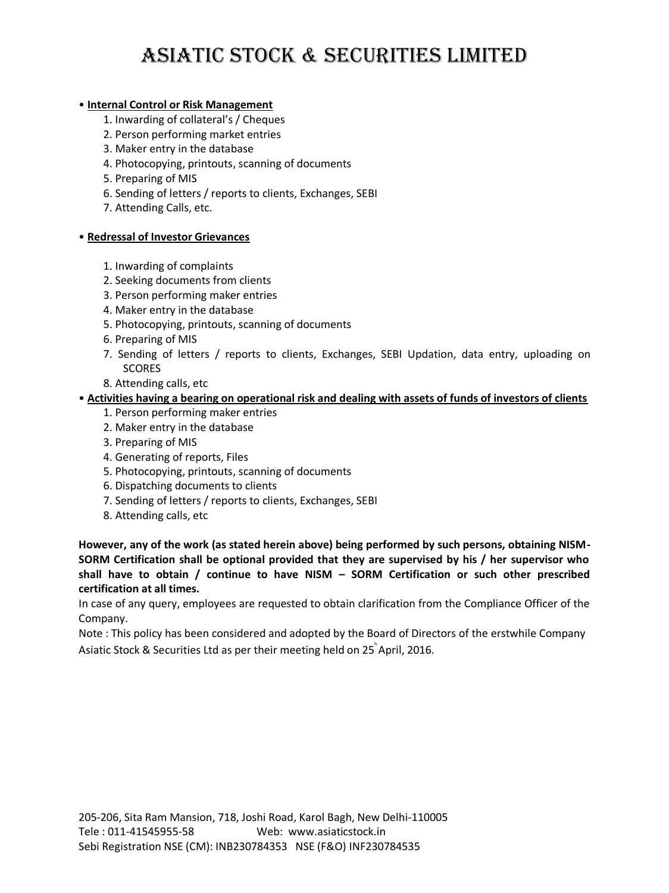• **Internal Control or Risk Management**

1. Inwarding of collateral's / Cheques
2. Person performing market entries
3. Maker entry in the database
4. Photocopying, printouts, scanning of documents
5. Preparing of MIS
6. Sending of letters / reports to clients, Exchanges, SEBI
7. Attending Calls, etc.

• **Redressal of Investor Grievances**

1. Inwarding of complaints
2. Seeking documents from clients
3. Person performing maker entries
4. Maker entry in the database
5. Photocopying, printouts, scanning of documents
6. Preparing of MIS
7. Sending of letters / reports to clients, Exchanges, SEBI Updation, data entry, uploading on SCORES
8. Attending calls, etc

• **Activities having a bearing on operational risk and dealing with assets of funds of investors of clients**

1. Person performing maker entries
2. Maker entry in the database
3. Preparing of MIS
4. Generating of reports, Files
5. Photocopying, printouts, scanning of documents
6. Dispatching documents to clients
7. Sending of letters / reports to clients, Exchanges, SEBI
8. Attending calls, etc

**However, any of the work (as stated herein above) being performed by such persons, obtaining NISM-SORM Certification shall be optional provided that they are supervised by his / her supervisor who shall have to obtain / continue to have NISM – SORM Certification or such other prescribed certification at all times.**

In case of any query, employees are requested to obtain clarification from the Compliance Officer of the Company.

Note : This policy has been considered and adopted by the Board of Directors of the erstwhile Company Asiatic Stock & Securities Ltd as per their meeting held on 25th April, 2016.